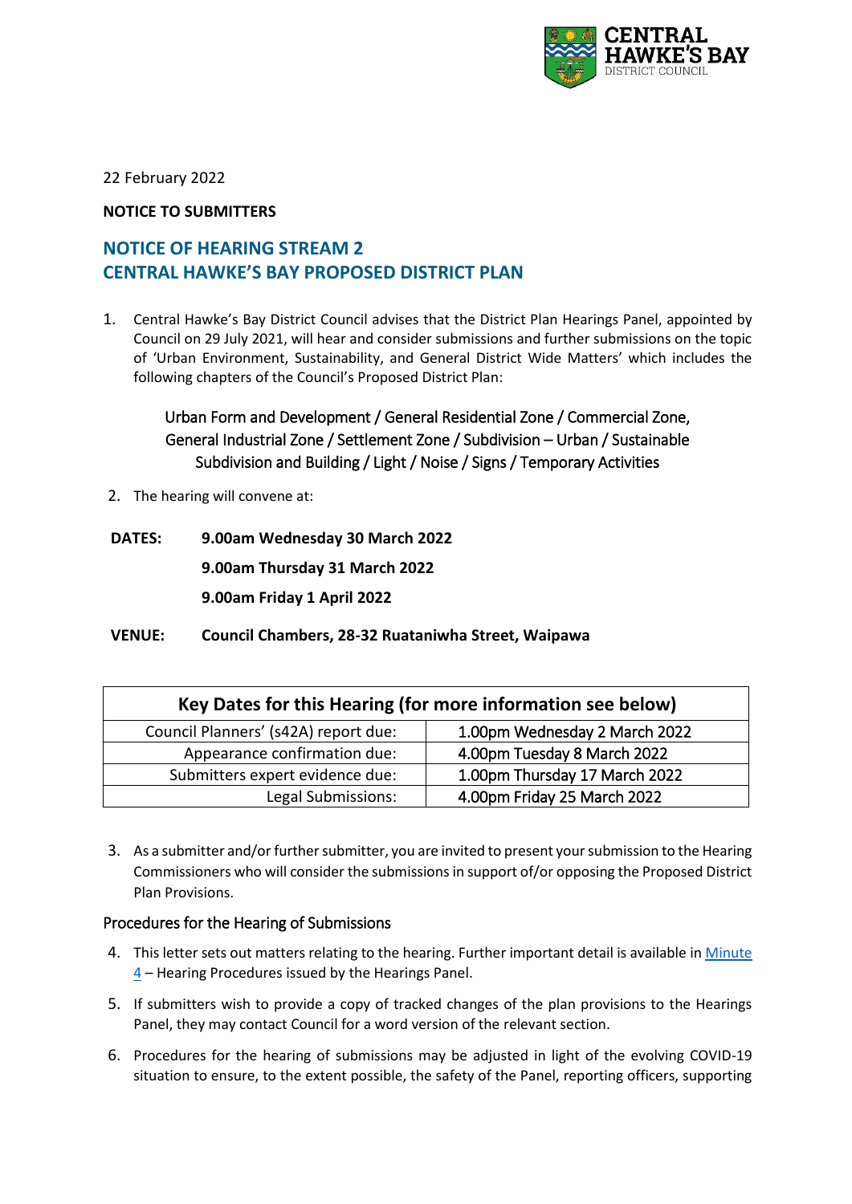CENTRAL HAWKE'S BAY DISTRICT COUNCIL

22 February 2022

**NOTICE TO SUBMITTERS**

## NOTICE OF HEARING STREAM 2
## CENTRAL HAWKE'S BAY PROPOSED DISTRICT PLAN

1. Central Hawke's Bay District Council advises that the District Plan Hearings Panel, appointed by Council on 29 July 2021, will hear and consider submissions and further submissions on the topic of 'Urban Environment, Sustainability, and General District Wide Matters' which includes the following chapters of the Council's Proposed District Plan:

   Urban Form and Development / General Residential Zone / Commercial Zone, General Industrial Zone / Settlement Zone / Subdivision – Urban / Sustainable Subdivision and Building / Light / Noise / Signs / Temporary Activities

2. The hearing will convene at:

**DATES:** **9.00am Wednesday 30 March 2022**

**9.00am Thursday 31 March 2022**

**9.00am Friday 1 April 2022**

**VENUE:** **Council Chambers, 28-32 Ruataniwha Street, Waipawa**

| Key Dates for this Hearing (for more information see below) | |
|---|---|
| Council Planners' (s42A) report due: | 1.00pm Wednesday 2 March 2022 |
| Appearance confirmation due: | 4.00pm Tuesday 8 March 2022 |
| Submitters expert evidence due: | 1.00pm Thursday 17 March 2022 |
| Legal Submissions: | 4.00pm Friday 25 March 2022 |

3. As a submitter and/or further submitter, you are invited to present your submission to the Hearing Commissioners who will consider the submissions in support of/or opposing the Proposed District Plan Provisions.

### Procedures for the Hearing of Submissions

4. This letter sets out matters relating to the hearing. Further important detail is available in Minute 4 – Hearing Procedures issued by the Hearings Panel.

5. If submitters wish to provide a copy of tracked changes of the plan provisions to the Hearings Panel, they may contact Council for a word version of the relevant section.

6. Procedures for the hearing of submissions may be adjusted in light of the evolving COVID-19 situation to ensure, to the extent possible, the safety of the Panel, reporting officers, supporting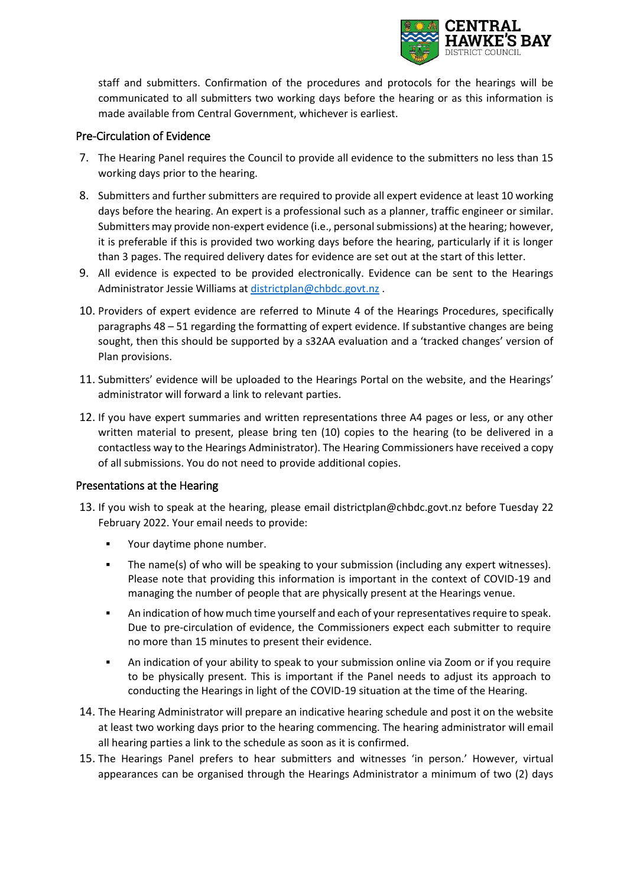staff and submitters. Confirmation of the procedures and protocols for the hearings will be communicated to all submitters two working days before the hearing or as this information is made available from Central Government, whichever is earliest.

## Pre-Circulation of Evidence

7. The Hearing Panel requires the Council to provide all evidence to the submitters no less than 15 working days prior to the hearing.
8. Submitters and further submitters are required to provide all expert evidence at least 10 working days before the hearing. An expert is a professional such as a planner, traffic engineer or similar. Submitters may provide non-expert evidence (i.e., personal submissions) at the hearing; however, it is preferable if this is provided two working days before the hearing, particularly if it is longer than 3 pages. The required delivery dates for evidence are set out at the start of this letter.
9. All evidence is expected to be provided electronically. Evidence can be sent to the Hearings Administrator Jessie Williams at [districtplan@chbdc.govt.nz](mailto:districtplan@chbdc.govt.nz) .
10. Providers of expert evidence are referred to Minute 4 of the Hearings Procedures, specifically paragraphs 48 – 51 regarding the formatting of expert evidence. If substantive changes are being sought, then this should be supported by a s32AA evaluation and a 'tracked changes' version of Plan provisions.
11. Submitters' evidence will be uploaded to the Hearings Portal on the website, and the Hearings' administrator will forward a link to relevant parties.
12. If you have expert summaries and written representations three A4 pages or less, or any other written material to present, please bring ten (10) copies to the hearing (to be delivered in a contactless way to the Hearings Administrator). The Hearing Commissioners have received a copy of all submissions. You do not need to provide additional copies.

## Presentations at the Hearing

13. If you wish to speak at the hearing, please email districtplan@chbdc.govt.nz before Tuesday 22 February 2022. Your email needs to provide:
    - Your daytime phone number.
    - The name(s) of who will be speaking to your submission (including any expert witnesses). Please note that providing this information is important in the context of COVID-19 and managing the number of people that are physically present at the Hearings venue.
    - An indication of how much time yourself and each of your representatives require to speak. Due to pre-circulation of evidence, the Commissioners expect each submitter to require no more than 15 minutes to present their evidence.
    - An indication of your ability to speak to your submission online via Zoom or if you require to be physically present. This is important if the Panel needs to adjust its approach to conducting the Hearings in light of the COVID-19 situation at the time of the Hearing.
14. The Hearing Administrator will prepare an indicative hearing schedule and post it on the website at least two working days prior to the hearing commencing. The hearing administrator will email all hearing parties a link to the schedule as soon as it is confirmed.
15. The Hearings Panel prefers to hear submitters and witnesses 'in person.' However, virtual appearances can be organised through the Hearings Administrator a minimum of two (2) days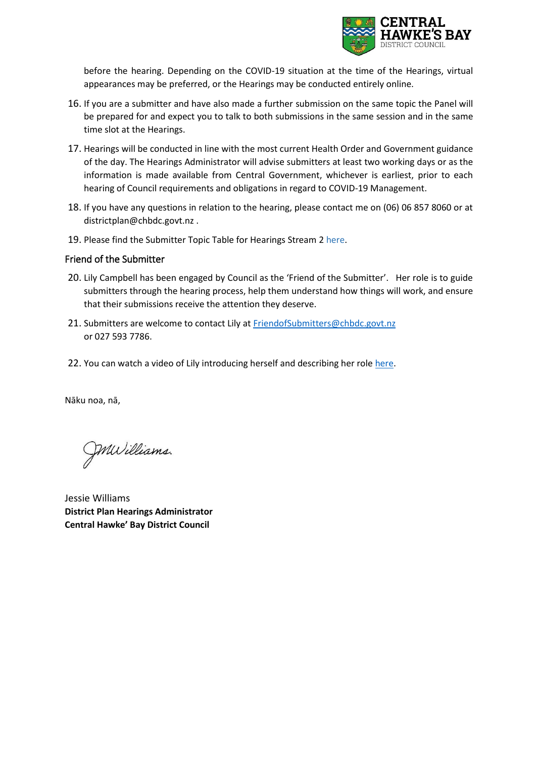before the hearing. Depending on the COVID-19 situation at the time of the Hearings, virtual appearances may be preferred, or the Hearings may be conducted entirely online.

16. If you are a submitter and have also made a further submission on the same topic the Panel will be prepared for and expect you to talk to both submissions in the same session and in the same time slot at the Hearings.
17. Hearings will be conducted in line with the most current Health Order and Government guidance of the day. The Hearings Administrator will advise submitters at least two working days or as the information is made available from Central Government, whichever is earliest, prior to each hearing of Council requirements and obligations in regard to COVID-19 Management.
18. If you have any questions in relation to the hearing, please contact me on (06) 06 857 8060 or at districtplan@chbdc.govt.nz .
19. Please find the Submitter Topic Table for Hearings Stream 2 here.

## Friend of the Submitter

20. Lily Campbell has been engaged by Council as the 'Friend of the Submitter'. Her role is to guide submitters through the hearing process, help them understand how things will work, and ensure that their submissions receive the attention they deserve.
21. Submitters are welcome to contact Lily at FriendofSubmitters@chbdc.govt.nz or 027 593 7786.
22. You can watch a video of Lily introducing herself and describing her role here.

Nāku noa, nā,

JMWilliams.

Jessie Williams
**District Plan Hearings Administrator**
**Central Hawke' Bay District Council**